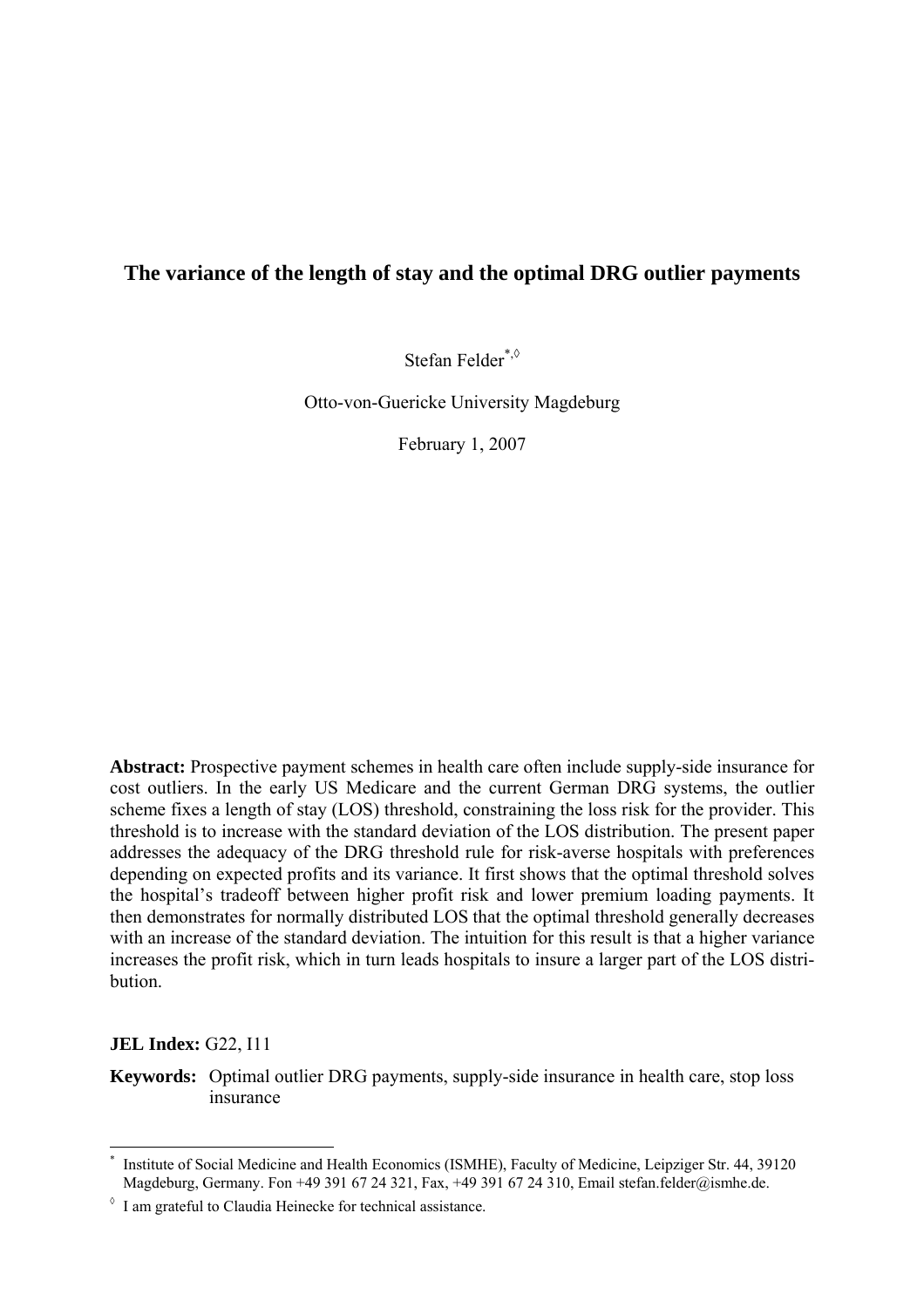# The variance of the length of stay and the optimal DRG outlier payments

Stefan Felder[*,◊]

Otto-von-Guericke University Magdeburg

February 1, 2007

**Abstract:** Prospective payment schemes in health care often include supply-side insurance for cost outliers. In the early US Medicare and the current German DRG systems, the outlier scheme fixes a length of stay (LOS) threshold, constraining the loss risk for the provider. This threshold is to increase with the standard deviation of the LOS distribution. The present paper addresses the adequacy of the DRG threshold rule for risk-averse hospitals with preferences depending on expected profits and its variance. It first shows that the optimal threshold solves the hospital's tradeoff between higher profit risk and lower premium loading payments. It then demonstrates for normally distributed LOS that the optimal threshold generally decreases with an increase of the standard deviation. The intuition for this result is that a higher variance increases the profit risk, which in turn leads hospitals to insure a larger part of the LOS distribution.

**JEL Index:** G22, I11

**Keywords:** Optimal outlier DRG payments, supply-side insurance in health care, stop loss insurance

---

[*] Institute of Social Medicine and Health Economics (ISMHE), Faculty of Medicine, Leipziger Str. 44, 39120 Magdeburg, Germany. Fon +49 391 67 24 321, Fax, +49 391 67 24 310, Email stefan.felder@ismhe.de.

[◊] I am grateful to Claudia Heinecke for technical assistance.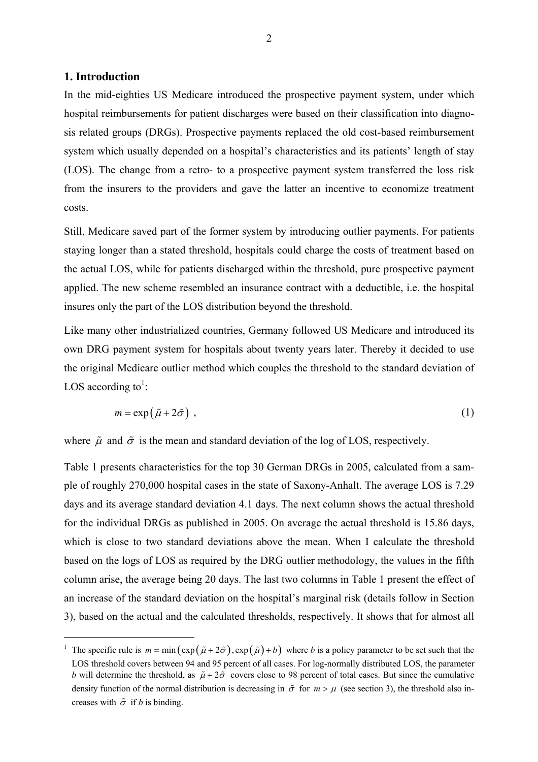## 1. Introduction

In the mid-eighties US Medicare introduced the prospective payment system, under which hospital reimbursements for patient discharges were based on their classification into diagnosis related groups (DRGs). Prospective payments replaced the old cost-based reimbursement system which usually depended on a hospital's characteristics and its patients' length of stay (LOS). The change from a retro- to a prospective payment system transferred the loss risk from the insurers to the providers and gave the latter an incentive to economize treatment costs.

Still, Medicare saved part of the former system by introducing outlier payments. For patients staying longer than a stated threshold, hospitals could charge the costs of treatment based on the actual LOS, while for patients discharged within the threshold, pure prospective payment applied. The new scheme resembled an insurance contract with a deductible, i.e. the hospital insures only the part of the LOS distribution beyond the threshold.

Like many other industrialized countries, Germany followed US Medicare and introduced its own DRG payment system for hospitals about twenty years later. Thereby it decided to use the original Medicare outlier method which couples the threshold to the standard deviation of LOS according to[1]:

$$m = \exp\left(\tilde{\mu} + 2\tilde{\sigma}\right) \ , \tag{1}$$

where $\tilde{\mu}$ and $\tilde{\sigma}$ is the mean and standard deviation of the log of LOS, respectively.

Table 1 presents characteristics for the top 30 German DRGs in 2005, calculated from a sample of roughly 270,000 hospital cases in the state of Saxony-Anhalt. The average LOS is 7.29 days and its average standard deviation 4.1 days. The next column shows the actual threshold for the individual DRGs as published in 2005. On average the actual threshold is 15.86 days, which is close to two standard deviations above the mean. When I calculate the threshold based on the logs of LOS as required by the DRG outlier methodology, the values in the fifth column arise, the average being 20 days. The last two columns in Table 1 present the effect of an increase of the standard deviation on the hospital's marginal risk (details follow in Section 3), based on the actual and the calculated thresholds, respectively. It shows that for almost all

---

[1] The specific rule is $m = \min\left(\exp\left(\tilde{\mu} + 2\tilde{\sigma}\right), \exp\left(\tilde{\mu}\right) + b\right)$ where $b$ is a policy parameter to be set such that the LOS threshold covers between 94 and 95 percent of all cases. For log-normally distributed LOS, the parameter $b$ will determine the threshold, as $\tilde{\mu} + 2\tilde{\sigma}$ covers close to 98 percent of total cases. But since the cumulative density function of the normal distribution is decreasing in $\tilde{\sigma}$ for $m > \mu$ (see section 3), the threshold also increases with $\tilde{\sigma}$ if $b$ is binding.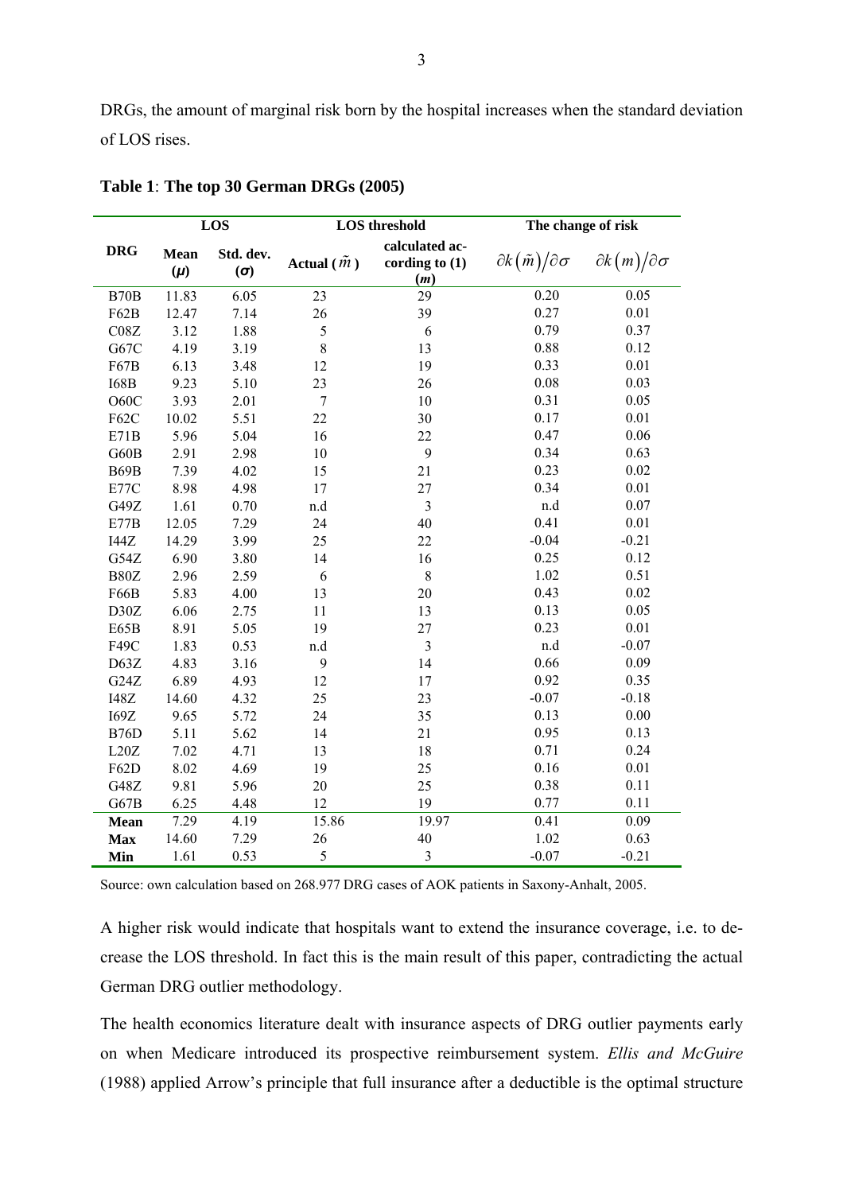DRGs, the amount of marginal risk born by the hospital increases when the standard deviation of LOS rises.

**Table 1**: **The top 30 German DRGs (2005)**

| DRG | LOS | | LOS threshold | | The change of risk | |
|---|---|---|---|---|---|---|
| | Mean ($\mu$) | Std. dev. ($\sigma$) | Actual ($\tilde{m}$) | calculated according to (1) ($m$) | $\partial k(\tilde{m})/\partial\sigma$ | $\partial k(m)/\partial\sigma$ |
| B70B | 11.83 | 6.05 | 23 | 29 | 0.20 | 0.05 |
| F62B | 12.47 | 7.14 | 26 | 39 | 0.27 | 0.01 |
| C08Z | 3.12 | 1.88 | 5 | 6 | 0.79 | 0.37 |
| G67C | 4.19 | 3.19 | 8 | 13 | 0.88 | 0.12 |
| F67B | 6.13 | 3.48 | 12 | 19 | 0.33 | 0.01 |
| I68B | 9.23 | 5.10 | 23 | 26 | 0.08 | 0.03 |
| O60C | 3.93 | 2.01 | 7 | 10 | 0.31 | 0.05 |
| F62C | 10.02 | 5.51 | 22 | 30 | 0.17 | 0.01 |
| E71B | 5.96 | 5.04 | 16 | 22 | 0.47 | 0.06 |
| G60B | 2.91 | 2.98 | 10 | 9 | 0.34 | 0.63 |
| B69B | 7.39 | 4.02 | 15 | 21 | 0.23 | 0.02 |
| E77C | 8.98 | 4.98 | 17 | 27 | 0.34 | 0.01 |
| G49Z | 1.61 | 0.70 | n.d | 3 | n.d | 0.07 |
| E77B | 12.05 | 7.29 | 24 | 40 | 0.41 | 0.01 |
| I44Z | 14.29 | 3.99 | 25 | 22 | -0.04 | -0.21 |
| G54Z | 6.90 | 3.80 | 14 | 16 | 0.25 | 0.12 |
| B80Z | 2.96 | 2.59 | 6 | 8 | 1.02 | 0.51 |
| F66B | 5.83 | 4.00 | 13 | 20 | 0.43 | 0.02 |
| D30Z | 6.06 | 2.75 | 11 | 13 | 0.13 | 0.05 |
| E65B | 8.91 | 5.05 | 19 | 27 | 0.23 | 0.01 |
| F49C | 1.83 | 0.53 | n.d | 3 | n.d | -0.07 |
| D63Z | 4.83 | 3.16 | 9 | 14 | 0.66 | 0.09 |
| G24Z | 6.89 | 4.93 | 12 | 17 | 0.92 | 0.35 |
| I48Z | 14.60 | 4.32 | 25 | 23 | -0.07 | -0.18 |
| I69Z | 9.65 | 5.72 | 24 | 35 | 0.13 | 0.00 |
| B76D | 5.11 | 5.62 | 14 | 21 | 0.95 | 0.13 |
| L20Z | 7.02 | 4.71 | 13 | 18 | 0.71 | 0.24 |
| F62D | 8.02 | 4.69 | 19 | 25 | 0.16 | 0.01 |
| G48Z | 9.81 | 5.96 | 20 | 25 | 0.38 | 0.11 |
| G67B | 6.25 | 4.48 | 12 | 19 | 0.77 | 0.11 |
| **Mean** | 7.29 | 4.19 | 15.86 | 19.97 | 0.41 | 0.09 |
| **Max** | 14.60 | 7.29 | 26 | 40 | 1.02 | 0.63 |
| **Min** | 1.61 | 0.53 | 5 | 3 | -0.07 | -0.21 |

Source: own calculation based on 268.977 DRG cases of AOK patients in Saxony-Anhalt, 2005.

A higher risk would indicate that hospitals want to extend the insurance coverage, i.e. to decrease the LOS threshold. In fact this is the main result of this paper, contradicting the actual German DRG outlier methodology.

The health economics literature dealt with insurance aspects of DRG outlier payments early on when Medicare introduced its prospective reimbursement system. *Ellis and McGuire* (1988) applied Arrow's principle that full insurance after a deductible is the optimal structure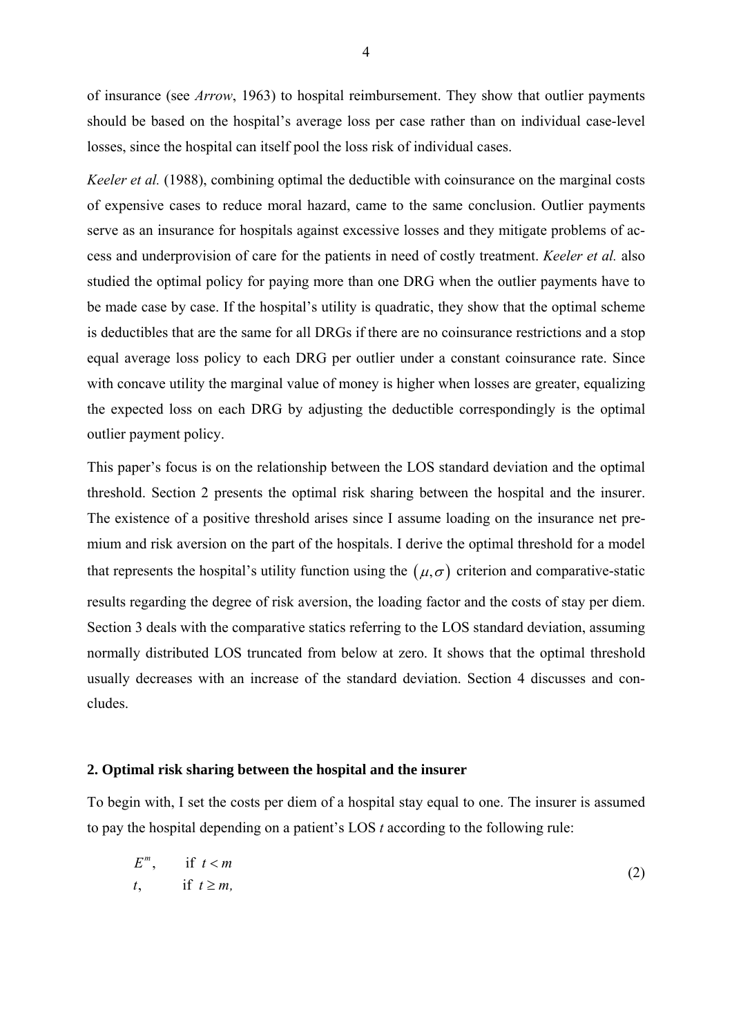of insurance (see *Arrow*, 1963) to hospital reimbursement. They show that outlier payments should be based on the hospital's average loss per case rather than on individual case-level losses, since the hospital can itself pool the loss risk of individual cases.

*Keeler et al.* (1988), combining optimal the deductible with coinsurance on the marginal costs of expensive cases to reduce moral hazard, came to the same conclusion. Outlier payments serve as an insurance for hospitals against excessive losses and they mitigate problems of access and underprovision of care for the patients in need of costly treatment. *Keeler et al.* also studied the optimal policy for paying more than one DRG when the outlier payments have to be made case by case. If the hospital's utility is quadratic, they show that the optimal scheme is deductibles that are the same for all DRGs if there are no coinsurance restrictions and a stop equal average loss policy to each DRG per outlier under a constant coinsurance rate. Since with concave utility the marginal value of money is higher when losses are greater, equalizing the expected loss on each DRG by adjusting the deductible correspondingly is the optimal outlier payment policy.

This paper's focus is on the relationship between the LOS standard deviation and the optimal threshold. Section 2 presents the optimal risk sharing between the hospital and the insurer. The existence of a positive threshold arises since I assume loading on the insurance net premium and risk aversion on the part of the hospitals. I derive the optimal threshold for a model that represents the hospital's utility function using the $(\mu, \sigma)$ criterion and comparative-static results regarding the degree of risk aversion, the loading factor and the costs of stay per diem. Section 3 deals with the comparative statics referring to the LOS standard deviation, assuming normally distributed LOS truncated from below at zero. It shows that the optimal threshold usually decreases with an increase of the standard deviation. Section 4 discusses and concludes.

## 2. Optimal risk sharing between the hospital and the insurer

To begin with, I set the costs per diem of a hospital stay equal to one. The insurer is assumed to pay the hospital depending on a patient's LOS $t$ according to the following rule:

$$\begin{array}{ll} E^m, & \text{if } t < m \\ t, & \text{if } t \geq m, \end{array} \tag{2}$$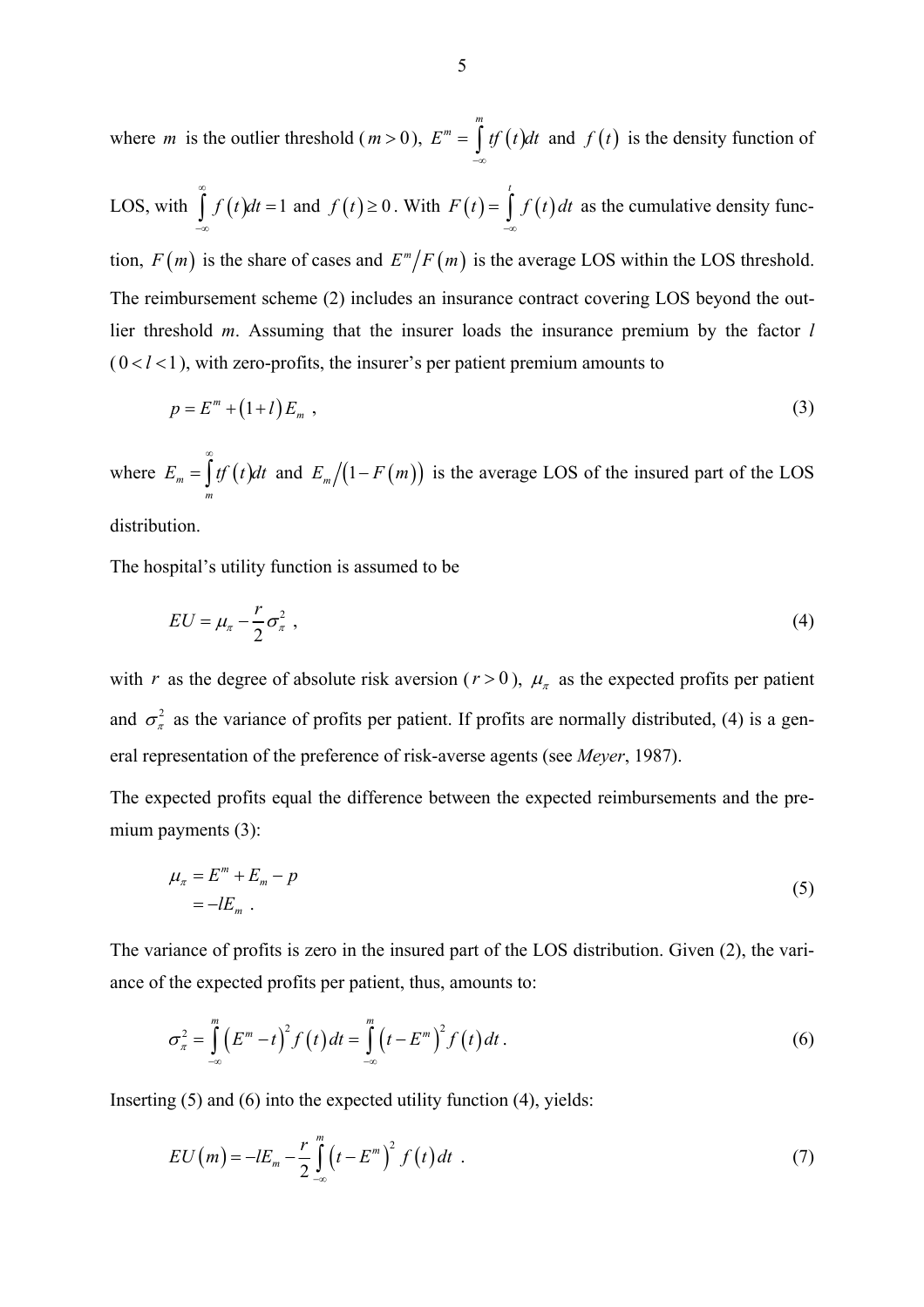where $m$ is the outlier threshold ($m > 0$), $E^m = \int_{-\infty}^{m} tf(t)dt$ and $f(t)$ is the density function of LOS, with $\int_{-\infty}^{\infty} f(t)dt = 1$ and $f(t) \geq 0$. With $F(t) = \int_{-\infty}^{t} f(t)\,dt$ as the cumulative density function, $F(m)$ is the share of cases and $E^m / F(m)$ is the average LOS within the LOS threshold. The reimbursement scheme (2) includes an insurance contract covering LOS beyond the outlier threshold *m*. Assuming that the insurer loads the insurance premium by the factor *l* ($0 < l < 1$), with zero-profits, the insurer's per patient premium amounts to

$$p = E^m + (1+l)E_m \ , \tag{3}$$

where $E_m = \int_{m}^{\infty} tf(t)dt$ and $E_m / (1 - F(m))$ is the average LOS of the insured part of the LOS distribution.

The hospital's utility function is assumed to be

$$EU = \mu_\pi - \frac{r}{2}\sigma_\pi^2 \ , \tag{4}$$

with $r$ as the degree of absolute risk aversion ($r > 0$), $\mu_\pi$ as the expected profits per patient and $\sigma_\pi^2$ as the variance of profits per patient. If profits are normally distributed, (4) is a general representation of the preference of risk-averse agents (see *Meyer*, 1987).

The expected profits equal the difference between the expected reimbursements and the premium payments (3):

$$\begin{aligned}\mu_\pi &= E^m + E_m - p \\ &= -lE_m \ .\end{aligned} \tag{5}$$

The variance of profits is zero in the insured part of the LOS distribution. Given (2), the variance of the expected profits per patient, thus, amounts to:

$$\sigma_\pi^2 = \int_{-\infty}^{m} \left(E^m - t\right)^2 f(t)\,dt = \int_{-\infty}^{m} \left(t - E^m\right)^2 f(t)\,dt \,. \tag{6}$$

Inserting (5) and (6) into the expected utility function (4), yields:

$$EU(m) = -lE_m - \frac{r}{2}\int_{-\infty}^{m} \left(t - E^m\right)^2 f(t)\,dt \ . \tag{7}$$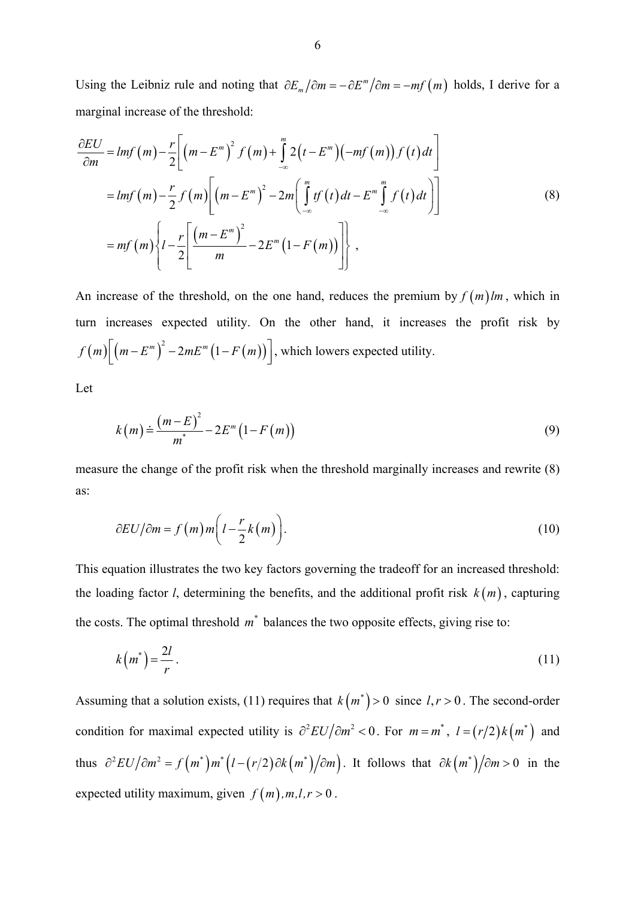Using the Leibniz rule and noting that $\partial E_m / \partial m = -\partial E^m / \partial m = -mf(m)$ holds, I derive for a marginal increase of the threshold:

$$
\begin{aligned}
\frac{\partial EU}{\partial m} &= lmf(m) - \frac{r}{2}\left[ \left(m - E^m\right)^2 f(m) + \int_{-\infty}^{m} 2\left(t - E^m\right)\left(-mf(m)\right) f(t)\,dt \right] \\
&= lmf(m) - \frac{r}{2} f(m)\left[ \left(m - E^m\right)^2 - 2m\left( \int_{-\infty}^{m} tf(t)\,dt - E^m \int_{-\infty}^{m} f(t)\,dt \right) \right] \\
&= mf(m)\left\{ l - \frac{r}{2}\left[ \frac{\left(m - E^m\right)^2}{m} - 2E^m\left(1 - F(m)\right) \right] \right\} ,
\end{aligned}
\tag{8}
$$

An increase of the threshold, on the one hand, reduces the premium by $f(m)lm$, which in turn increases expected utility. On the other hand, it increases the profit risk by $f(m)\left[ \left(m - E^m\right)^2 - 2mE^m\left(1 - F(m)\right) \right]$, which lowers expected utility.

Let

$$
k(m) \doteq \frac{\left(m - E\right)^2}{m^*} - 2E^m\left(1 - F(m)\right) \tag{9}
$$

measure the change of the profit risk when the threshold marginally increases and rewrite (8) as:

$$
\partial EU / \partial m = f(m)\,m\left( l - \frac{r}{2} k(m) \right). \tag{10}
$$

This equation illustrates the two key factors governing the tradeoff for an increased threshold: the loading factor *l*, determining the benefits, and the additional profit risk $k(m)$, capturing the costs. The optimal threshold $m^*$ balances the two opposite effects, giving rise to:

$$
k\left(m^*\right) = \frac{2l}{r}. \tag{11}
$$

Assuming that a solution exists, (11) requires that $k\left(m^*\right) > 0$ since $l, r > 0$. The second-order condition for maximal expected utility is $\partial^2 EU / \partial m^2 < 0$. For $m = m^*$, $l = (r/2)k\left(m^*\right)$ and thus $\partial^2 EU / \partial m^2 = f\left(m^*\right) m^* \left( l - (r/2)\partial k\left(m^*\right) / \partial m \right)$. It follows that $\partial k\left(m^*\right) / \partial m > 0$ in the expected utility maximum, given $f(m), m, l, r > 0$.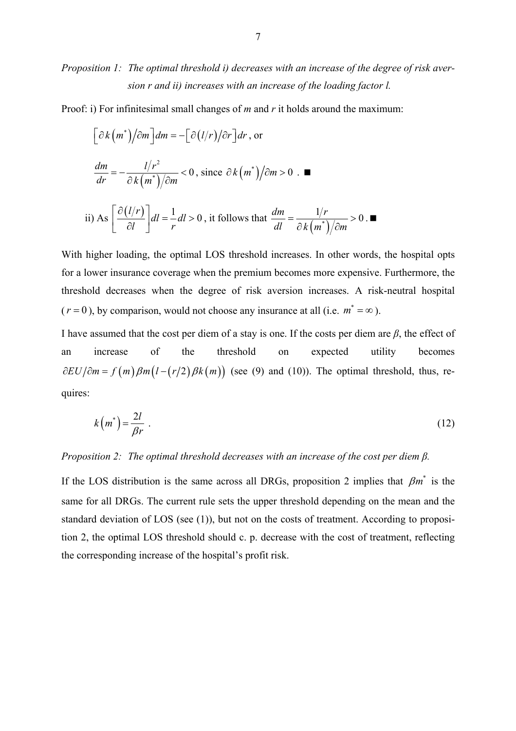*Proposition 1: The optimal threshold i) decreases with an increase of the degree of risk aversion r and ii) increases with an increase of the loading factor l.*

Proof: i) For infinitesimal small changes of *m* and *r* it holds around the maximum:

$$\left[\partial k\left(m^*\right)/\partial m\right]dm = -\left[\partial\left(l/r\right)/\partial r\right]dr \text{, or}$$

$$\frac{dm}{dr} = -\frac{l/r^2}{\partial k\left(m^*\right)/\partial m} < 0 \text{, since } \partial k\left(m^*\right)/\partial m > 0 \text{ . } \blacksquare$$

ii) As $\left[\frac{\partial\left(l/r\right)}{\partial l}\right]dl = \frac{1}{r}dl > 0$, it follows that $\frac{dm}{dl} = \frac{1/r}{\partial k\left(m^*\right)/\partial m} > 0$. $\blacksquare$

With higher loading, the optimal LOS threshold increases. In other words, the hospital opts for a lower insurance coverage when the premium becomes more expensive. Furthermore, the threshold decreases when the degree of risk aversion increases. A risk-neutral hospital ($r = 0$), by comparison, would not choose any insurance at all (i.e. $m^* = \infty$).

I have assumed that the cost per diem of a stay is one. If the costs per diem are *β*, the effect of an increase of the threshold on expected utility becomes $\partial EU/\partial m = f\left(m\right)\beta m\left(l - \left(r/2\right)\beta k\left(m\right)\right)$ (see (9) and (10)). The optimal threshold, thus, requires:

$$k\left(m^*\right) = \frac{2l}{\beta r} \text{ .} \tag{12}$$

*Proposition 2: The optimal threshold decreases with an increase of the cost per diem β.*

If the LOS distribution is the same across all DRGs, proposition 2 implies that $\beta m^*$ is the same for all DRGs. The current rule sets the upper threshold depending on the mean and the standard deviation of LOS (see (1)), but not on the costs of treatment. According to proposition 2, the optimal LOS threshold should c. p. decrease with the cost of treatment, reflecting the corresponding increase of the hospital's profit risk.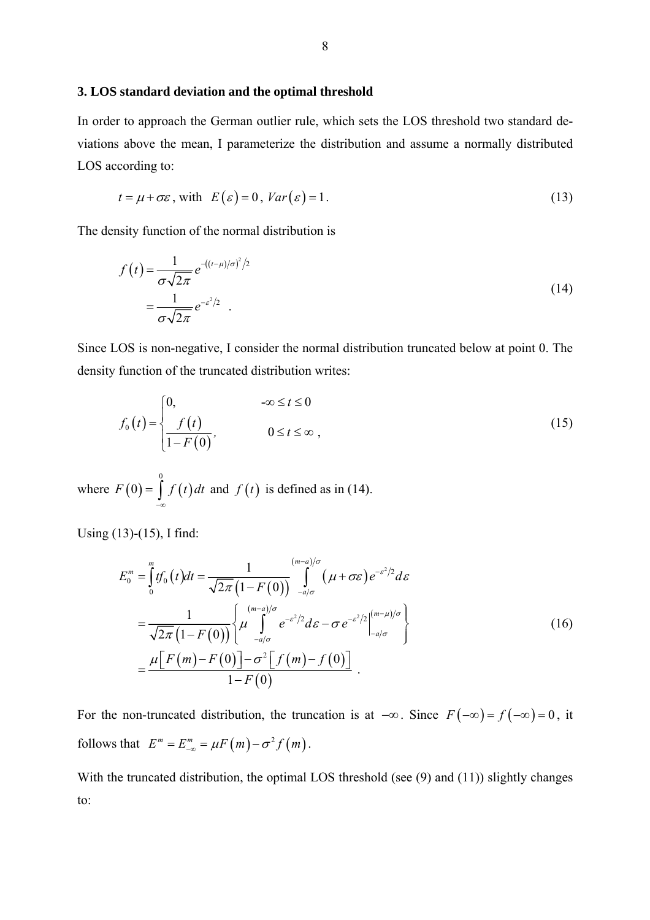## 3. LOS standard deviation and the optimal threshold

In order to approach the German outlier rule, which sets the LOS threshold two standard deviations above the mean, I parameterize the distribution and assume a normally distributed LOS according to:

$$t = \mu + \sigma\varepsilon \text{, with } E(\varepsilon) = 0 \text{, } Var(\varepsilon) = 1 . \tag{13}$$

The density function of the normal distribution is

$$\begin{aligned} f(t) &= \frac{1}{\sigma\sqrt{2\pi}} e^{-((t-\mu)/\sigma)^2/2} \\ &= \frac{1}{\sigma\sqrt{2\pi}} e^{-\varepsilon^2/2} \quad . \end{aligned} \tag{14}$$

Since LOS is non-negative, I consider the normal distribution truncated below at point 0. The density function of the truncated distribution writes:

$$f_0(t) = \begin{cases} 0, & -\infty \le t \le 0 \\ \dfrac{f(t)}{1-F(0)}, & 0 \le t \le \infty \end{cases} , \tag{15}$$

where $F(0) = \int_{-\infty}^{0} f(t)\,dt$ and $f(t)$ is defined as in (14).

Using (13)-(15), I find:

$$\begin{aligned} E_0^m &= \int_0^m t f_0(t) dt = \frac{1}{\sqrt{2\pi}\left(1-F(0)\right)} \int_{-a/\sigma}^{(m-a)/\sigma} (\mu + \sigma\varepsilon) e^{-\varepsilon^2/2} d\varepsilon \\ &= \frac{1}{\sqrt{2\pi}\left(1-F(0)\right)} \left\{ \mu \int_{-a/\sigma}^{(m-a)/\sigma} e^{-\varepsilon^2/2} d\varepsilon - \sigma\, e^{-\varepsilon^2/2} \Big|_{-a/\sigma}^{(m-\mu)/\sigma} \right\} \\ &= \frac{\mu\left[F(m) - F(0)\right] - \sigma^2\left[f(m) - f(0)\right]}{1-F(0)} \quad . \end{aligned} \tag{16}$$

For the non-truncated distribution, the truncation is at $-\infty$. Since $F(-\infty) = f(-\infty) = 0$, it follows that $E^m = E_{-\infty}^m = \mu F(m) - \sigma^2 f(m)$.

With the truncated distribution, the optimal LOS threshold (see (9) and (11)) slightly changes to: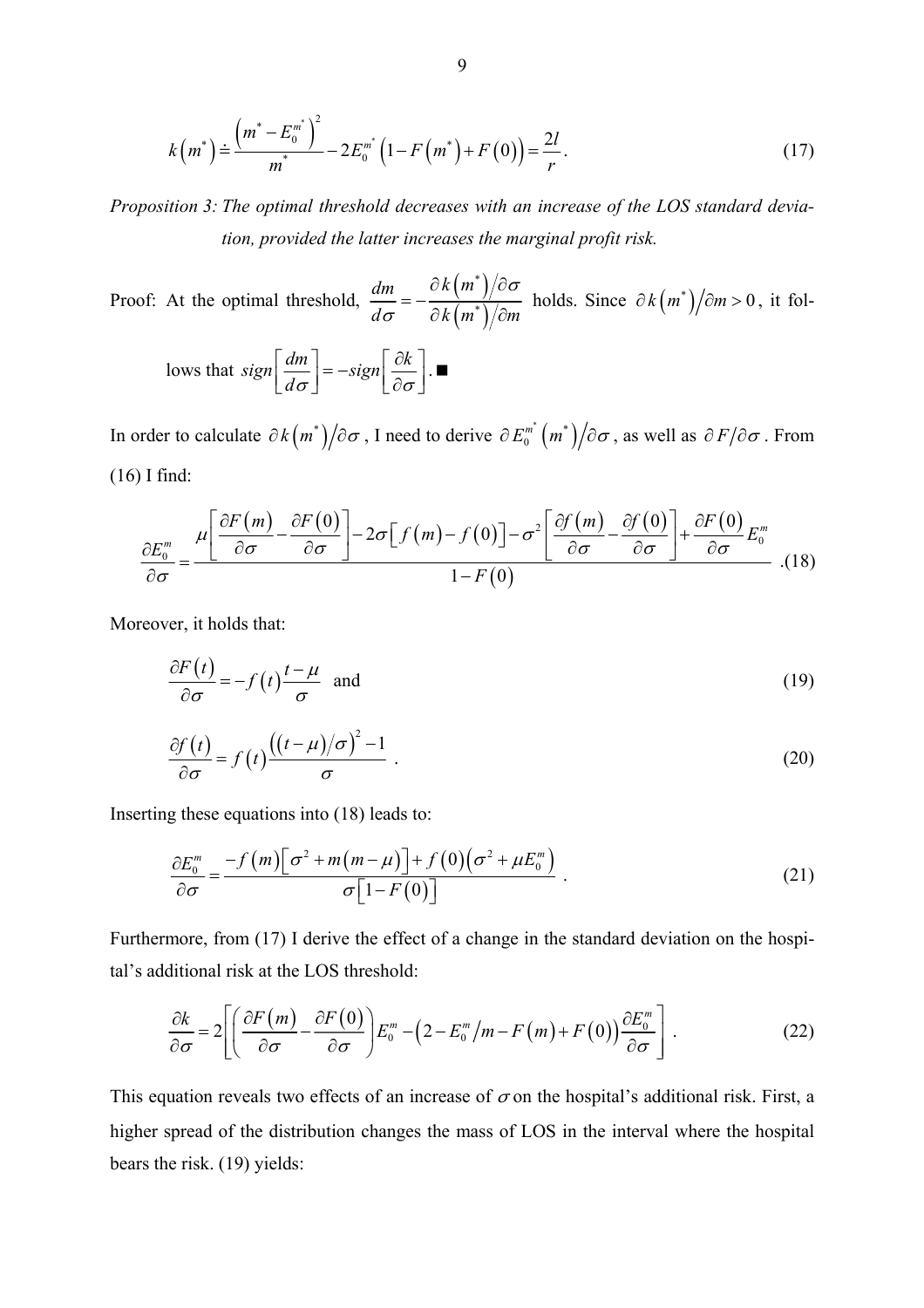$$k\left(m^*\right) \doteq \frac{\left(m^* - E_0^{m^*}\right)^2}{m^*} - 2E_0^{m^*}\left(1 - F\left(m^*\right) + F\left(0\right)\right) = \frac{2l}{r}. \tag{17}$$

*Proposition 3: The optimal threshold decreases with an increase of the LOS standard deviation, provided the latter increases the marginal profit risk.*

Proof: At the optimal threshold, $\frac{dm}{d\sigma} = -\frac{\partial k\left(m^*\right)/\partial\sigma}{\partial k\left(m^*\right)/\partial m}$ holds. Since $\partial k\left(m^*\right)/\partial m > 0$, it follows that $sign\left[\frac{dm}{d\sigma}\right] = -sign\left[\frac{\partial k}{\partial\sigma}\right]$. ■

In order to calculate $\partial k\left(m^*\right)/\partial\sigma$, I need to derive $\partial E_0^{m^*}\left(m^*\right)/\partial\sigma$, as well as $\partial F/\partial\sigma$. From (16) I find:

$$\frac{\partial E_0^m}{\partial\sigma} = \frac{\mu\left[\frac{\partial F(m)}{\partial\sigma} - \frac{\partial F(0)}{\partial\sigma}\right] - 2\sigma\left[f(m) - f(0)\right] - \sigma^2\left[\frac{\partial f(m)}{\partial\sigma} - \frac{\partial f(0)}{\partial\sigma}\right] + \frac{\partial F(0)}{\partial\sigma}E_0^m}{1 - F(0)}. \tag{18}$$

Moreover, it holds that:

$$\frac{\partial F(t)}{\partial\sigma} = -f(t)\frac{t-\mu}{\sigma} \quad \text{and} \tag{19}$$

$$\frac{\partial f(t)}{\partial\sigma} = f(t)\frac{\left((t-\mu)/\sigma\right)^2 - 1}{\sigma}. \tag{20}$$

Inserting these equations into (18) leads to:

$$\frac{\partial E_0^m}{\partial\sigma} = \frac{-f(m)\left[\sigma^2 + m(m-\mu)\right] + f(0)\left(\sigma^2 + \mu E_0^m\right)}{\sigma\left[1 - F(0)\right]}. \tag{21}$$

Furthermore, from (17) I derive the effect of a change in the standard deviation on the hospital's additional risk at the LOS threshold:

$$\frac{\partial k}{\partial\sigma} = 2\left[\left(\frac{\partial F(m)}{\partial\sigma} - \frac{\partial F(0)}{\partial\sigma}\right)E_0^m - \left(2 - E_0^m/m - F(m) + F(0)\right)\frac{\partial E_0^m}{\partial\sigma}\right]. \tag{22}$$

This equation reveals two effects of an increase of $\sigma$ on the hospital's additional risk. First, a higher spread of the distribution changes the mass of LOS in the interval where the hospital bears the risk. (19) yields: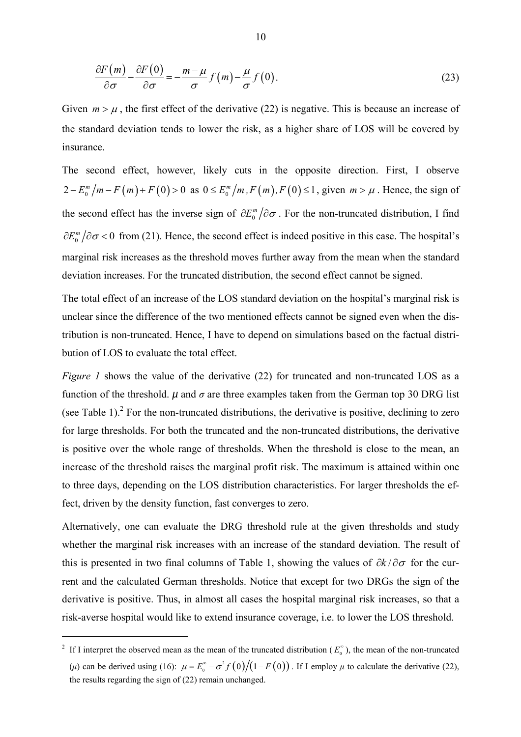$$\frac{\partial F(m)}{\partial \sigma} - \frac{\partial F(0)}{\partial \sigma} = -\frac{m-\mu}{\sigma} f(m) - \frac{\mu}{\sigma} f(0). \tag{23}$$

Given $m > \mu$, the first effect of the derivative (22) is negative. This is because an increase of the standard deviation tends to lower the risk, as a higher share of LOS will be covered by insurance.

The second effect, however, likely cuts in the opposite direction. First, I observe $2 - E_0^m/m - F(m) + F(0) > 0$ as $0 \le E_0^m/m, F(m), F(0) \le 1$, given $m > \mu$. Hence, the sign of the second effect has the inverse sign of $\partial E_0^m / \partial \sigma$. For the non-truncated distribution, I find $\partial E_0^m / \partial \sigma < 0$ from (21). Hence, the second effect is indeed positive in this case. The hospital's marginal risk increases as the threshold moves further away from the mean when the standard deviation increases. For the truncated distribution, the second effect cannot be signed.

The total effect of an increase of the LOS standard deviation on the hospital's marginal risk is unclear since the difference of the two mentioned effects cannot be signed even when the distribution is non-truncated. Hence, I have to depend on simulations based on the factual distribution of LOS to evaluate the total effect.

*Figure 1* shows the value of the derivative (22) for truncated and non-truncated LOS as a function of the threshold. $\mu$ and $\sigma$ are three examples taken from the German top 30 DRG list (see Table 1).[2] For the non-truncated distributions, the derivative is positive, declining to zero for large thresholds. For both the truncated and the non-truncated distributions, the derivative is positive over the whole range of thresholds. When the threshold is close to the mean, an increase of the threshold raises the marginal profit risk. The maximum is attained within one to three days, depending on the LOS distribution characteristics. For larger thresholds the effect, driven by the density function, fast converges to zero.

Alternatively, one can evaluate the DRG threshold rule at the given thresholds and study whether the marginal risk increases with an increase of the standard deviation. The result of this is presented in two final columns of Table 1, showing the values of $\partial k / \partial \sigma$ for the current and the calculated German thresholds. Notice that except for two DRGs the sign of the derivative is positive. Thus, in almost all cases the hospital marginal risk increases, so that a risk-averse hospital would like to extend insurance coverage, i.e. to lower the LOS threshold.

---

[2] If I interpret the observed mean as the mean of the truncated distribution ($E_0^\infty$), the mean of the non-truncated ($\mu$) can be derived using (16): $\mu = E_0^\infty - \sigma^2 f(0) / (1 - F(0))$. If I employ $\mu$ to calculate the derivative (22), the results regarding the sign of (22) remain unchanged.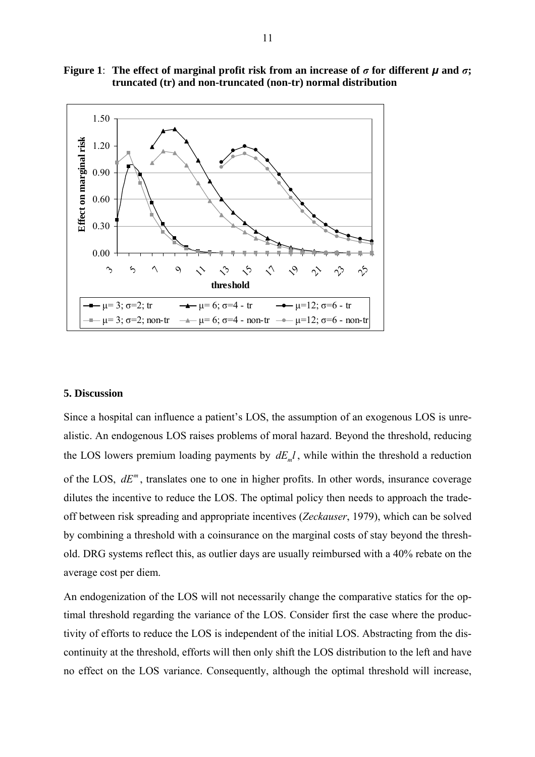**Figure 1**: **The effect of marginal profit risk from an increase of $\sigma$ for different $\mu$ and $\sigma$; truncated (tr) and non-truncated (non-tr) normal distribution**

## 5. Discussion

Since a hospital can influence a patient's LOS, the assumption of an exogenous LOS is unrealistic. An endogenous LOS raises problems of moral hazard. Beyond the threshold, reducing the LOS lowers premium loading payments by $dE_m l$, while within the threshold a reduction of the LOS, $dE^m$, translates one to one in higher profits. In other words, insurance coverage dilutes the incentive to reduce the LOS. The optimal policy then needs to approach the trade-off between risk spreading and appropriate incentives (*Zeckauser*, 1979), which can be solved by combining a threshold with a coinsurance on the marginal costs of stay beyond the threshold. DRG systems reflect this, as outlier days are usually reimbursed with a 40% rebate on the average cost per diem.

An endogenization of the LOS will not necessarily change the comparative statics for the optimal threshold regarding the variance of the LOS. Consider first the case where the productivity of efforts to reduce the LOS is independent of the initial LOS. Abstracting from the discontinuity at the threshold, efforts will then only shift the LOS distribution to the left and have no effect on the LOS variance. Consequently, although the optimal threshold will increase,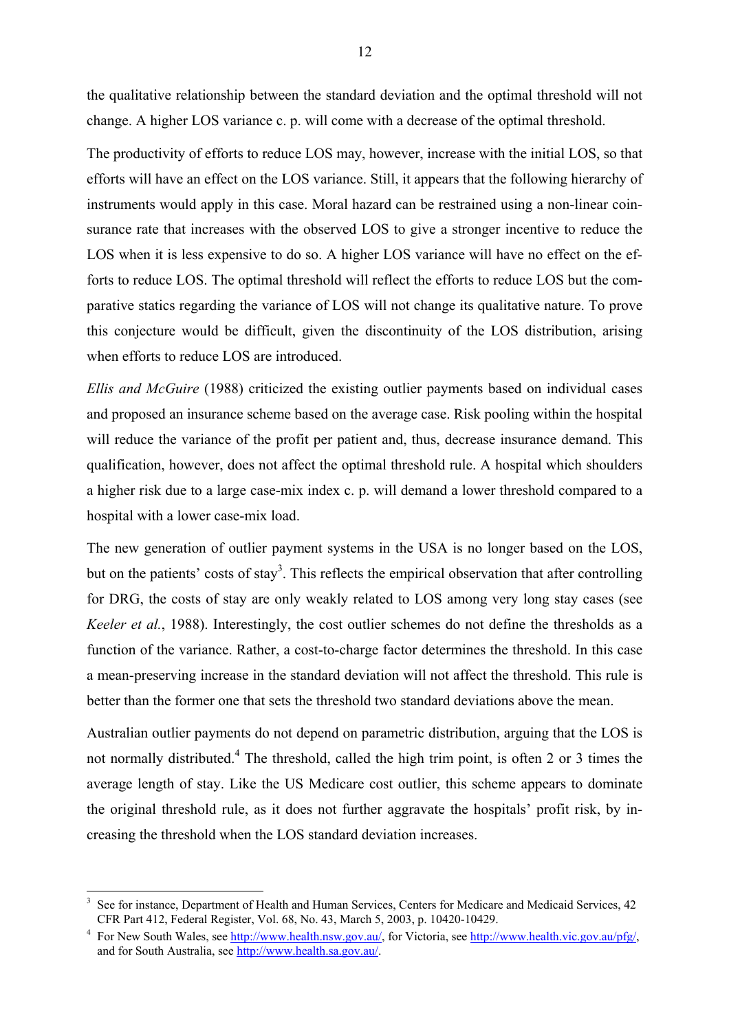the qualitative relationship between the standard deviation and the optimal threshold will not change. A higher LOS variance c. p. will come with a decrease of the optimal threshold.

The productivity of efforts to reduce LOS may, however, increase with the initial LOS, so that efforts will have an effect on the LOS variance. Still, it appears that the following hierarchy of instruments would apply in this case. Moral hazard can be restrained using a non-linear coinsurance rate that increases with the observed LOS to give a stronger incentive to reduce the LOS when it is less expensive to do so. A higher LOS variance will have no effect on the efforts to reduce LOS. The optimal threshold will reflect the efforts to reduce LOS but the comparative statics regarding the variance of LOS will not change its qualitative nature. To prove this conjecture would be difficult, given the discontinuity of the LOS distribution, arising when efforts to reduce LOS are introduced.

*Ellis and McGuire* (1988) criticized the existing outlier payments based on individual cases and proposed an insurance scheme based on the average case. Risk pooling within the hospital will reduce the variance of the profit per patient and, thus, decrease insurance demand. This qualification, however, does not affect the optimal threshold rule. A hospital which shoulders a higher risk due to a large case-mix index c. p. will demand a lower threshold compared to a hospital with a lower case-mix load.

The new generation of outlier payment systems in the USA is no longer based on the LOS, but on the patients' costs of stay[3]. This reflects the empirical observation that after controlling for DRG, the costs of stay are only weakly related to LOS among very long stay cases (see *Keeler et al.*, 1988). Interestingly, the cost outlier schemes do not define the thresholds as a function of the variance. Rather, a cost-to-charge factor determines the threshold. In this case a mean-preserving increase in the standard deviation will not affect the threshold. This rule is better than the former one that sets the threshold two standard deviations above the mean.

Australian outlier payments do not depend on parametric distribution, arguing that the LOS is not normally distributed.[4] The threshold, called the high trim point, is often 2 or 3 times the average length of stay. Like the US Medicare cost outlier, this scheme appears to dominate the original threshold rule, as it does not further aggravate the hospitals' profit risk, by increasing the threshold when the LOS standard deviation increases.

---

[3] See for instance, Department of Health and Human Services, Centers for Medicare and Medicaid Services, 42 CFR Part 412, Federal Register, Vol. 68, No. 43, March 5, 2003, p. 10420-10429.

[4] For New South Wales, see http://www.health.nsw.gov.au/, for Victoria, see http://www.health.vic.gov.au/pfg/, and for South Australia, see http://www.health.sa.gov.au/.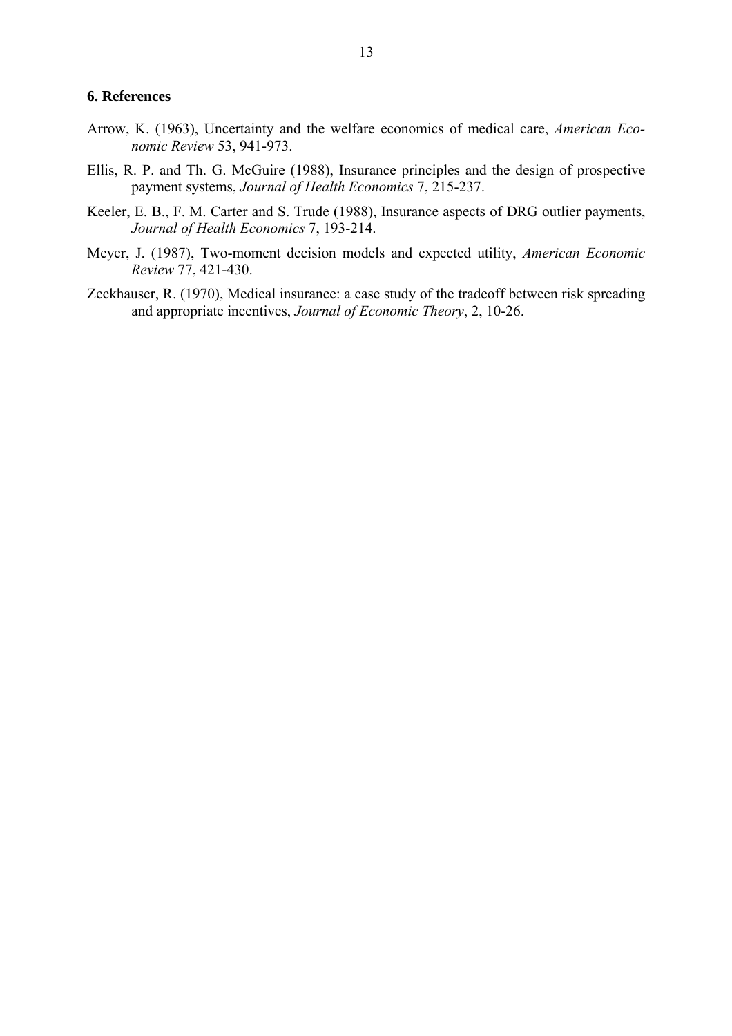## 6. References

Arrow, K. (1963), Uncertainty and the welfare economics of medical care, *American Economic Review* 53, 941-973.

Ellis, R. P. and Th. G. McGuire (1988), Insurance principles and the design of prospective payment systems, *Journal of Health Economics* 7, 215-237.

Keeler, E. B., F. M. Carter and S. Trude (1988), Insurance aspects of DRG outlier payments, *Journal of Health Economics* 7, 193-214.

Meyer, J. (1987), Two-moment decision models and expected utility, *American Economic Review* 77, 421-430.

Zeckhauser, R. (1970), Medical insurance: a case study of the tradeoff between risk spreading and appropriate incentives, *Journal of Economic Theory*, 2, 10-26.